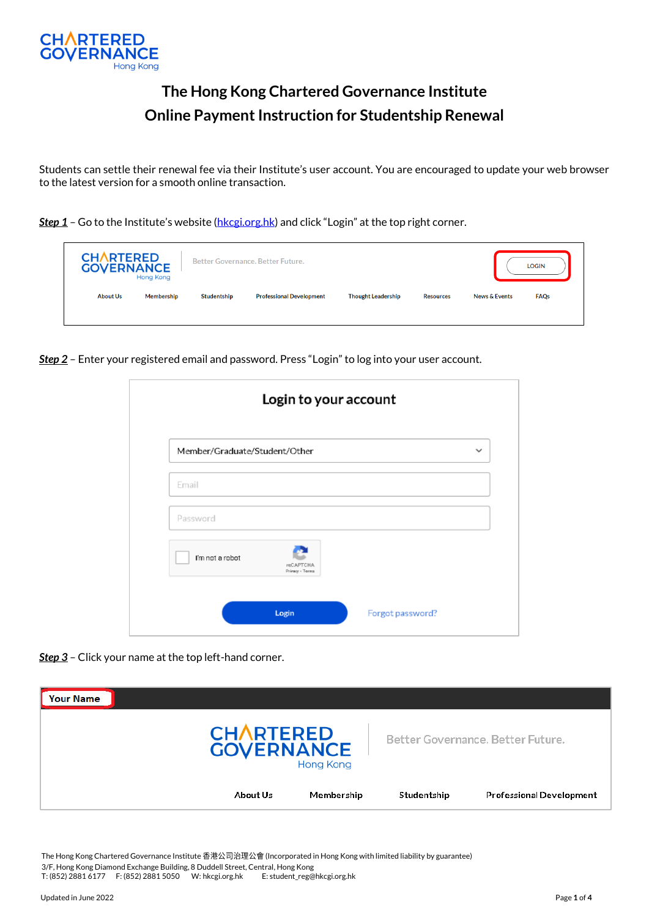# The Hong Kong Chartered Governance Institute
# Online Payment Instruction for Studentship Renewal

Students can settle their renewal fee via their Institute's user account. You are encouraged to update your web browser to the latest version for a smooth online transaction.

***Step 1*** – Go to the Institute's website (hkcgi.org.hk) and click "Login" at the top right corner.

***Step 2*** – Enter your registered email and password. Press "Login" to log into your user account.

***Step 3*** – Click your name at the top left-hand corner.

The Hong Kong Chartered Governance Institute 香港公司治理公會 (Incorporated in Hong Kong with limited liability by guarantee)
3/F, Hong Kong Diamond Exchange Building, 8 Duddell Street, Central, Hong Kong
T: (852) 2881 6177 F: (852) 2881 5050 W: hkcgi.org.hk E: student_reg@hkcgi.org.hk

Updated in June 2022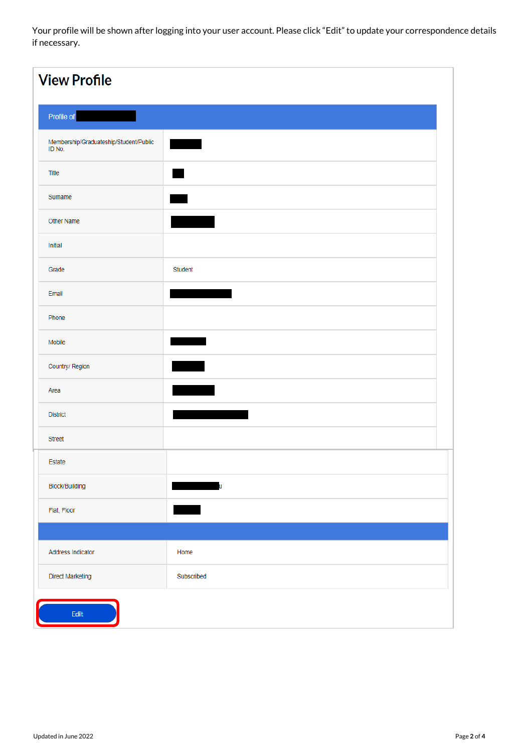Your profile will be shown after logging into your user account. Please click "Edit" to update your correspondence details if necessary.

## View Profile

| Profile of | |
|---|---|
| Membership/Graduateship/Student/Public ID No. | |
| Title | |
| Surname | |
| Other Name | |
| Initial | |
| Grade | Student |
| Email | |
| Phone | |
| Mobile | |
| Country/ Region | |
| Area | |
| District | |
| Street | |
| Estate | |
| Block/Building | |
| Flat, Floor | |
| Address Indicator | Home |
| Direct Marketing | Subscribed |

Edit

Updated in June 2022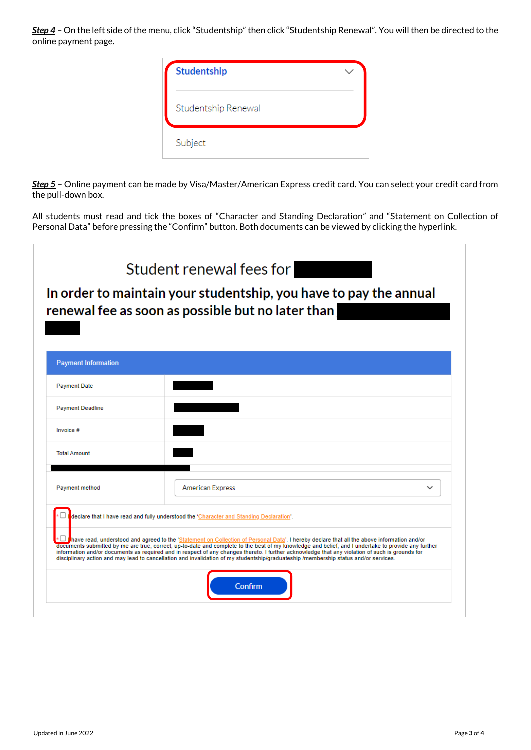***Step 4*** – On the left side of the menu, click "Studentship" then click "Studentship Renewal". You will then be directed to the online payment page.

Studentship

Studentship Renewal

Subject

***Step 5*** – Online payment can be made by Visa/Master/American Express credit card. You can select your credit card from the pull-down box.

All students must read and tick the boxes of "Character and Standing Declaration" and "Statement on Collection of Personal Data" before pressing the "Confirm" button. Both documents can be viewed by clicking the hyperlink.

Student renewal fees for

**In order to maintain your studentship, you have to pay the annual renewal fee as soon as possible but no later than**

| Payment Information | |
|---|---|
| Payment Date | |
| Payment Deadline | |
| Invoice # | |
| Total Amount | |
| Payment method | American Express |

* ☐ I declare that I have read and fully understood the 'Character and Standing Declaration'.

* ☐ I have read, understood and agreed to the 'Statement on Collection of Personal Data'. I hereby declare that all the above information and/or documents submitted by me are true, correct, up-to-date and complete to the best of my knowledge and belief, and I undertake to provide any further information and/or documents as required and in respect of any changes thereto. I further acknowledge that any violation of such is grounds for disciplinary action and may lead to cancellation and invalidation of my studentship/graduateship /membership status and/or services.

Confirm

Updated in June 2022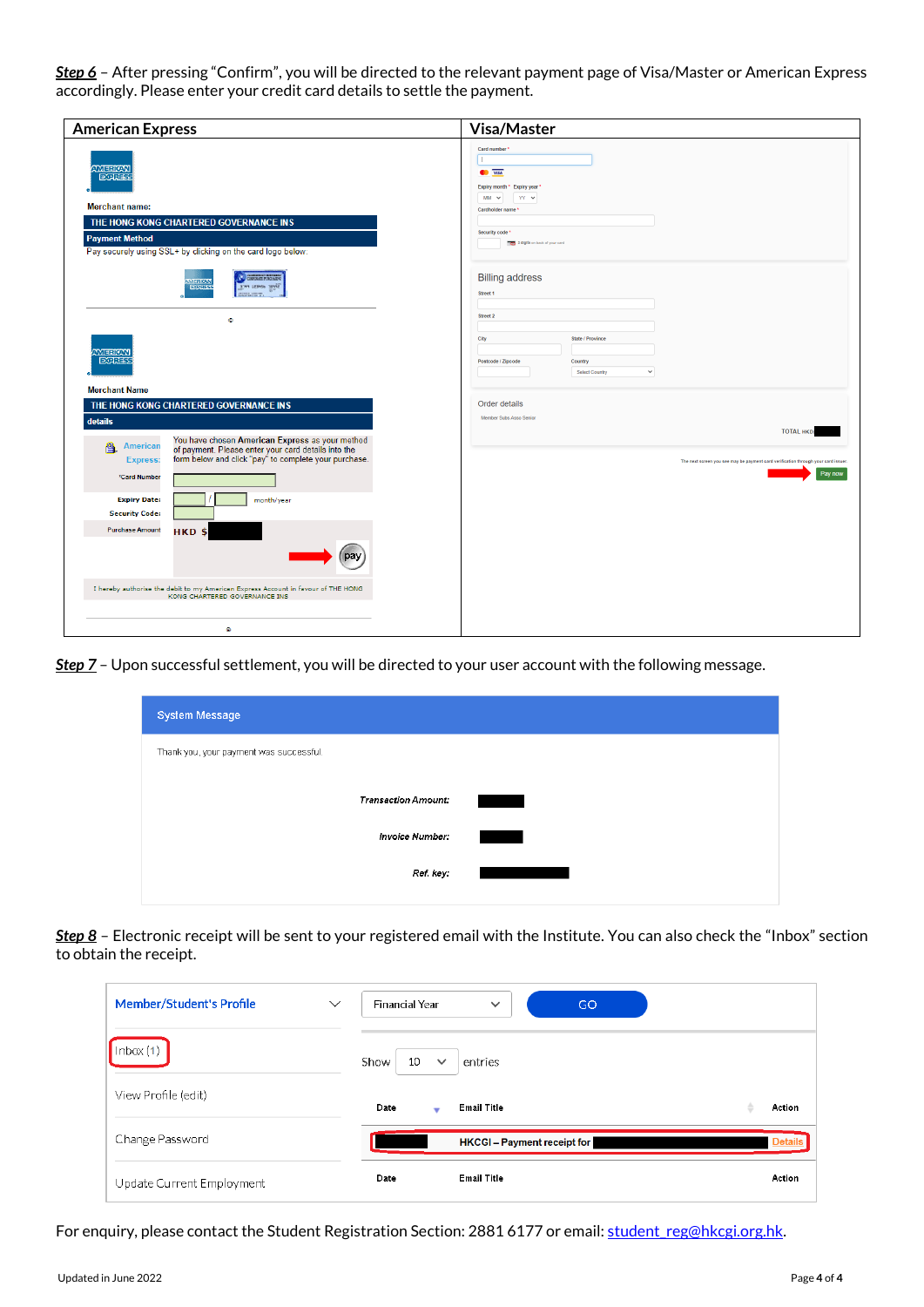***Step 6*** – After pressing "Confirm", you will be directed to the relevant payment page of Visa/Master or American Express accordingly. Please enter your credit card details to settle the payment.

| American Express | Visa/Master |
| --- | --- |
| Merchant name: THE HONG KONG CHARTERED GOVERNANCE INS<br>Payment Method<br>Pay securely using SSL+ by clicking on the card logo below.<br>Merchant Name: THE HONG KONG CHARTERED GOVERNANCE INS<br>details<br>American Express: You have chosen American Express as your method of payment. Please enter your card details into the form below and click "pay" to complete your purchase.<br>*Card Number<br>Expiry Date: / month/year<br>Security Code:<br>Purchase Amount: HKD $<br>pay<br>I hereby authorise the debit to my American Express Account in favour of THE HONG KONG CHARTERED GOVERNANCE INS | Card number *<br>Expiry month * Expiry year * MM YY<br>Cardholder name *<br>Security code *<br>Billing address<br>Street 1<br>Street 2<br>City State / Province<br>Postcode / Zipcode Country Select Country<br>Order details<br>Member Subs Asso Senior<br>TOTAL HKD<br>The next screen you see may be payment card verification through your card issuer.<br>Pay now |

***Step 7*** – Upon successful settlement, you will be directed to your user account with the following message.

System Message

Thank you, your payment was successful

*Transaction Amount:*

*Invoice Number:*

*Ref. key:*

***Step 8*** – Electronic receipt will be sent to your registered email with the Institute. You can also check the "Inbox" section to obtain the receipt.

Member/Student's Profile

- Inbox (1)
- View Profile (edit)
- Change Password
- Update Current Employment

Financial Year GO

Show 10 entries

| Date | Email Title | Action |
| --- | --- | --- |
| | HKCGI – Payment receipt for | Details |
| Date | Email Title | Action |

For enquiry, please contact the Student Registration Section: 2881 6177 or email: student_reg@hkcgi.org.hk.

Updated in June 2022